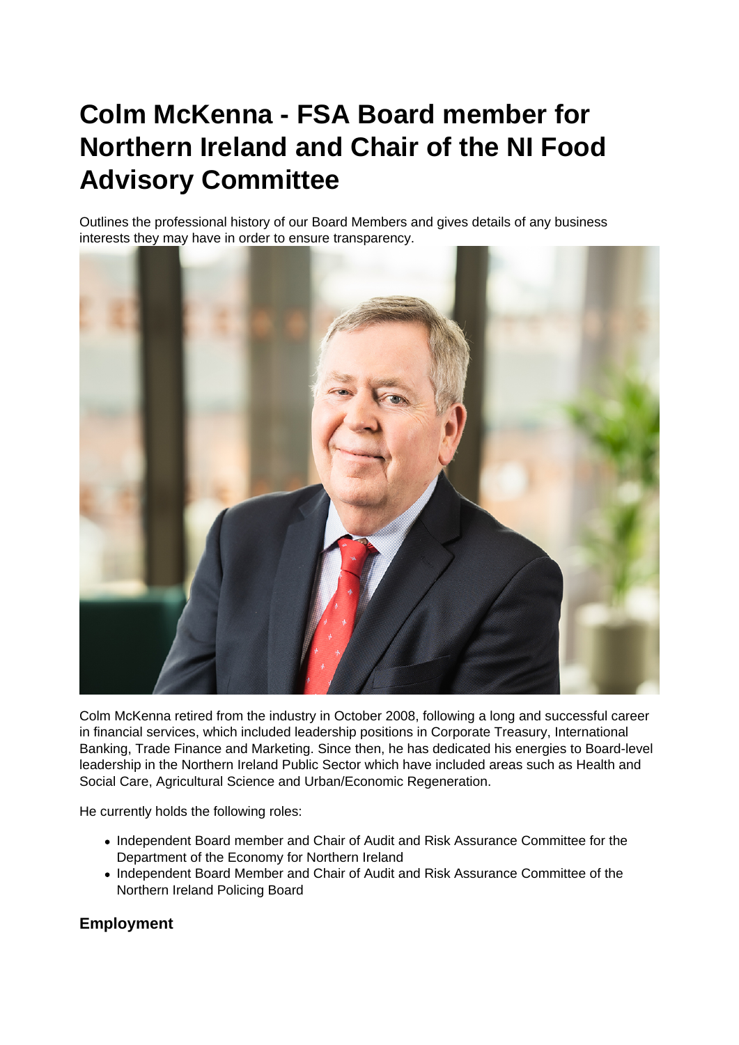# Colm McKenna - FSA Board member for Northern Ireland and Chair of the NI Food Advisory Committee

Outlines the professional history of our Board Members and gives details of any business interests they may have in order to ensure transparency.

Colm McKenna retired from the industry in October 2008, following a long and successful career in financial services, which included leadership positions in Corporate Treasury, International Banking, Trade Finance and Marketing. Since then, he has dedicated his energies to Board-level leadership in the Northern Ireland Public Sector which have included areas such as Health and Social Care, Agricultural Science and Urban/Economic Regeneration.

He currently holds the following roles:

- Independent Board member and Chair of Audit and Risk Assurance Committee for the Department of the Economy for Northern Ireland
- Independent Board Member and Chair of Audit and Risk Assurance Committee of the Northern Ireland Policing Board

## Employment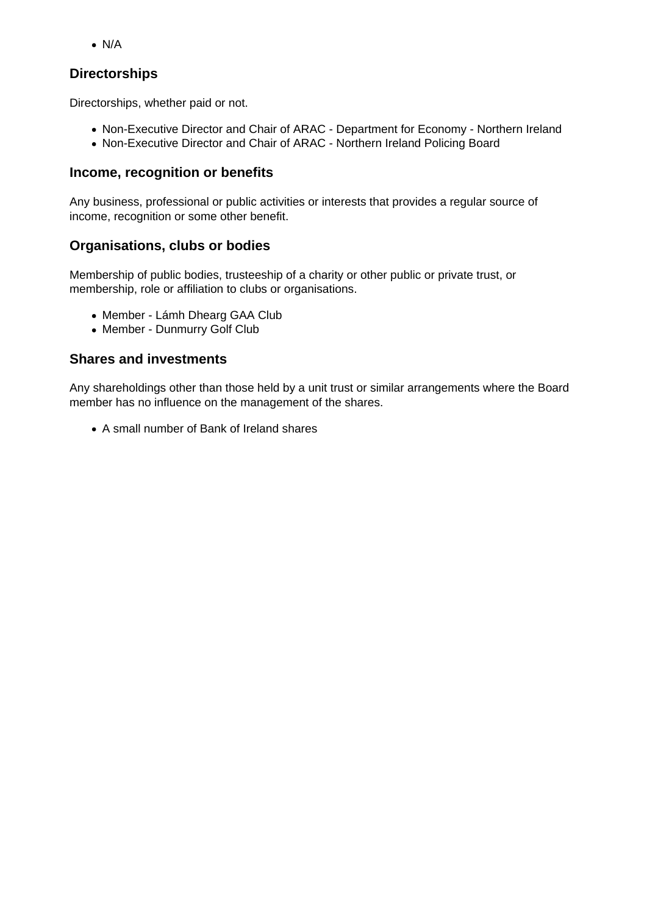- N/A

## Directorships

Directorships, whether paid or not.

- Non-Executive Director and Chair of ARAC - Department for Economy - Northern Ireland
- Non-Executive Director and Chair of ARAC - Northern Ireland Policing Board

## Income, recognition or benefits

Any business, professional or public activities or interests that provides a regular source of income, recognition or some other benefit.

## Organisations, clubs or bodies

Membership of public bodies, trusteeship of a charity or other public or private trust, or membership, role or affiliation to clubs or organisations.

- Member - Lámh Dhearg GAA Club
- Member - Dunmurry Golf Club

## Shares and investments

Any shareholdings other than those held by a unit trust or similar arrangements where the Board member has no influence on the management of the shares.

- A small number of Bank of Ireland shares